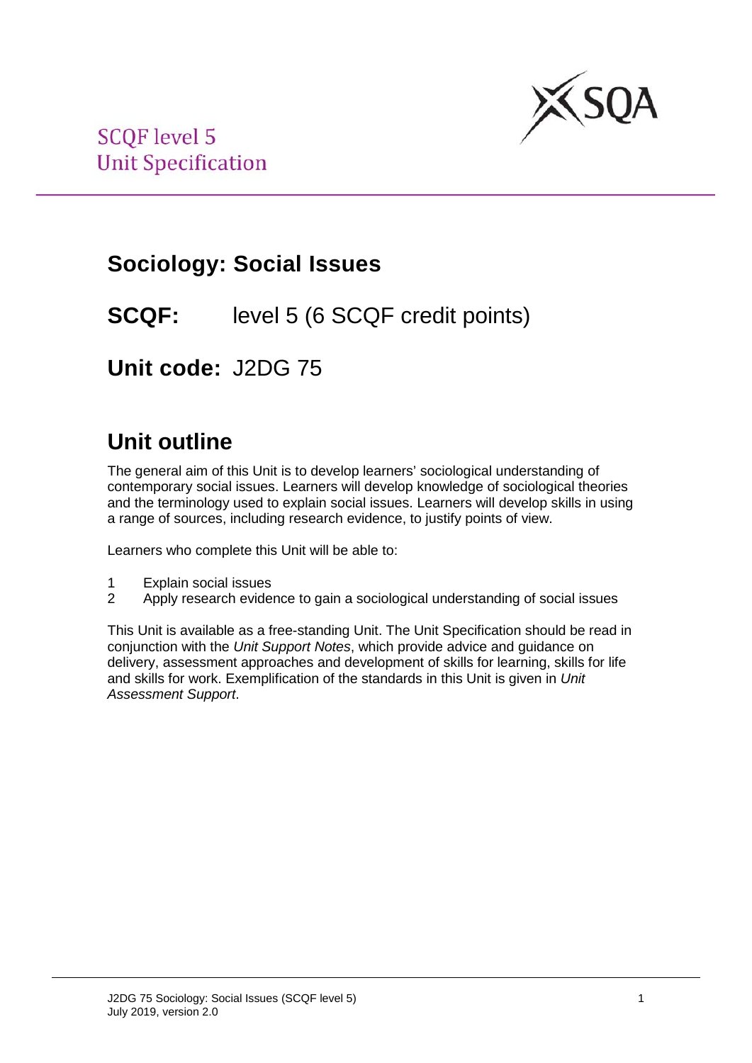SCQF level 5
Unit Specification

# Sociology: Social Issues

**SCQF:** level 5 (6 SCQF credit points)

**Unit code:** J2DG 75

## Unit outline

The general aim of this Unit is to develop learners' sociological understanding of contemporary social issues. Learners will develop knowledge of sociological theories and the terminology used to explain social issues. Learners will develop skills in using a range of sources, including research evidence, to justify points of view.

Learners who complete this Unit will be able to:

1. Explain social issues
2. Apply research evidence to gain a sociological understanding of social issues

This Unit is available as a free-standing Unit. The Unit Specification should be read in conjunction with the *Unit Support Notes*, which provide advice and guidance on delivery, assessment approaches and development of skills for learning, skills for life and skills for work. Exemplification of the standards in this Unit is given in *Unit Assessment Support*.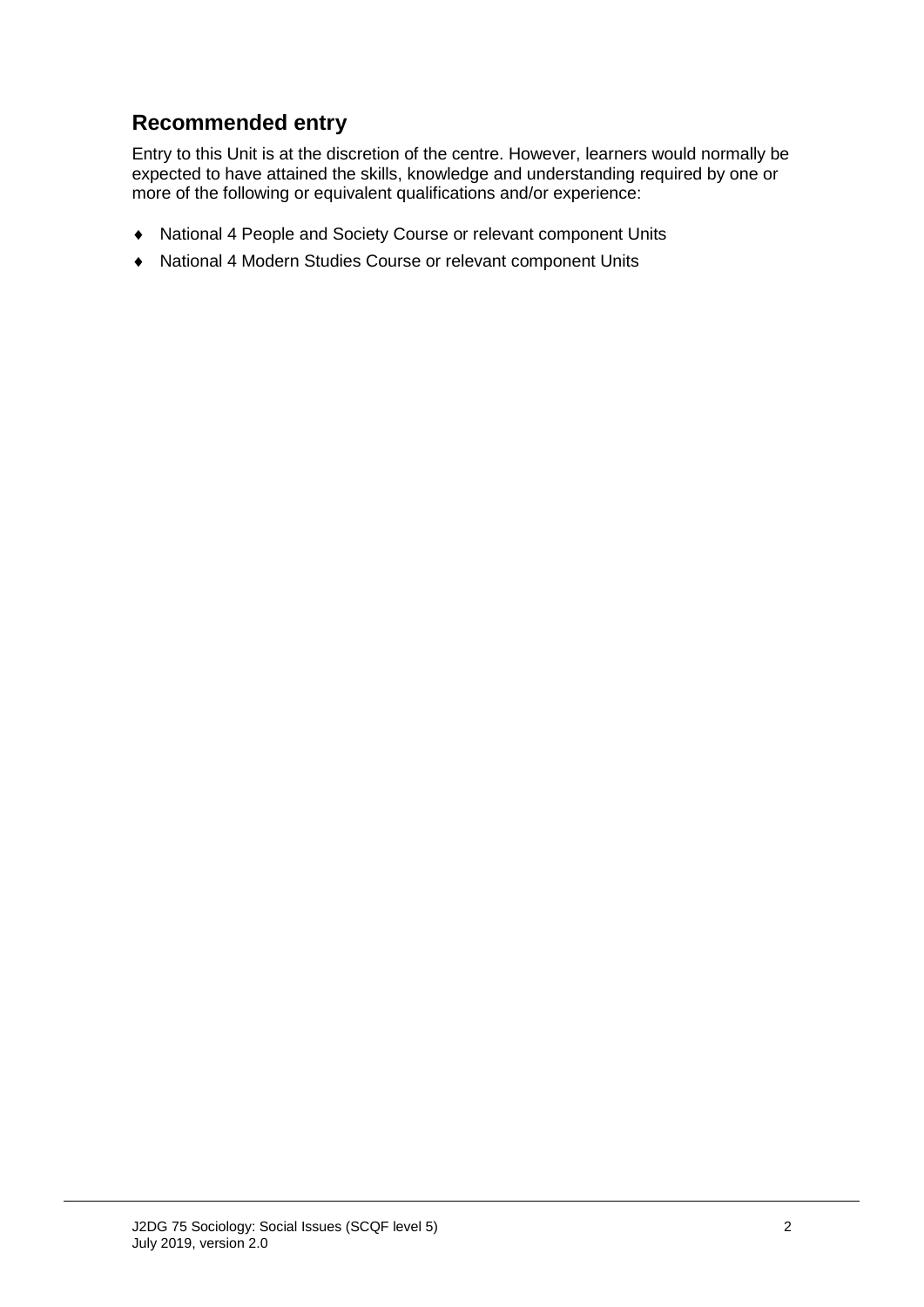## Recommended entry

Entry to this Unit is at the discretion of the centre. However, learners would normally be expected to have attained the skills, knowledge and understanding required by one or more of the following or equivalent qualifications and/or experience:

- National 4 People and Society Course or relevant component Units
- National 4 Modern Studies Course or relevant component Units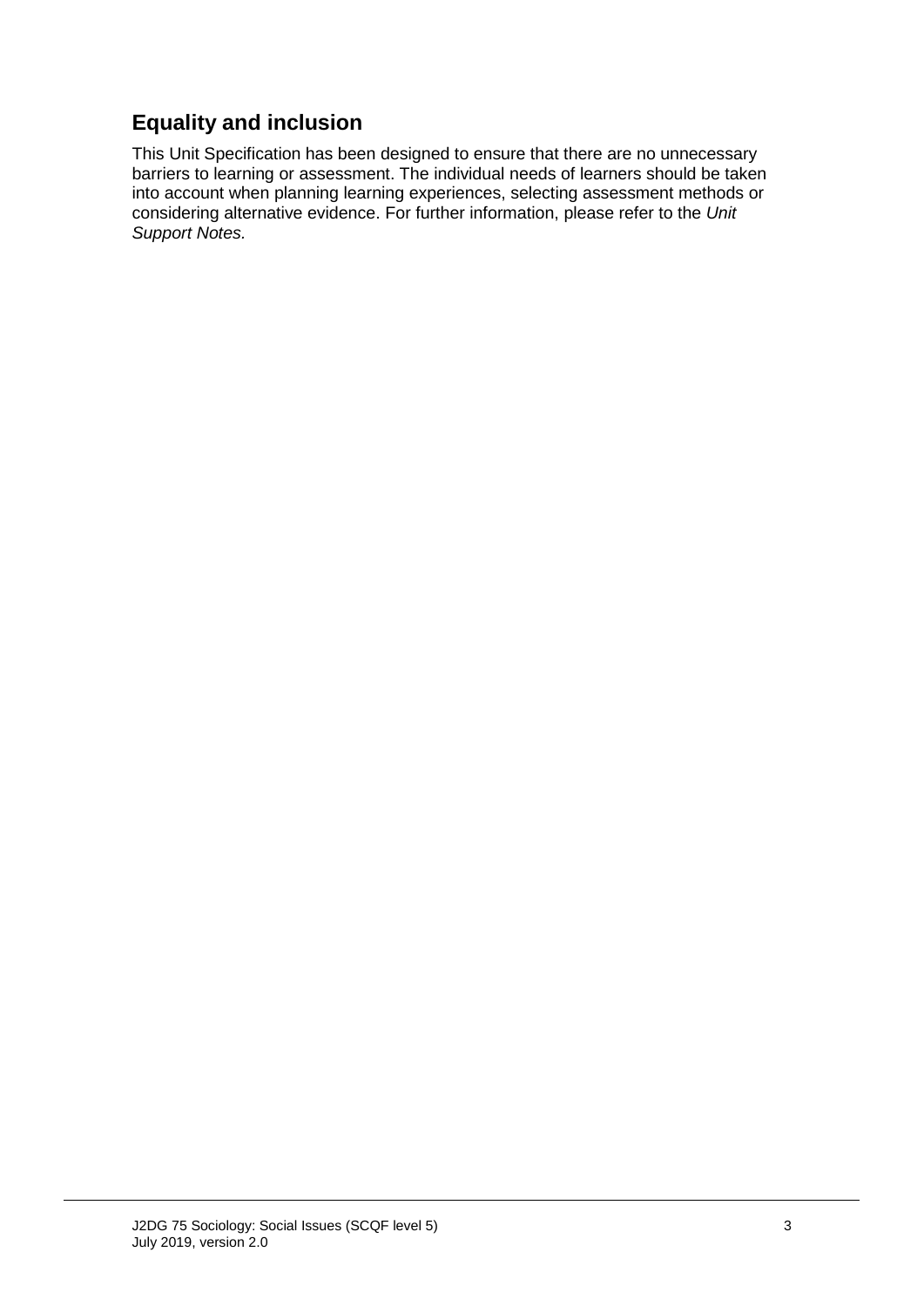## Equality and inclusion

This Unit Specification has been designed to ensure that there are no unnecessary barriers to learning or assessment. The individual needs of learners should be taken into account when planning learning experiences, selecting assessment methods or considering alternative evidence. For further information, please refer to the *Unit Support Notes.*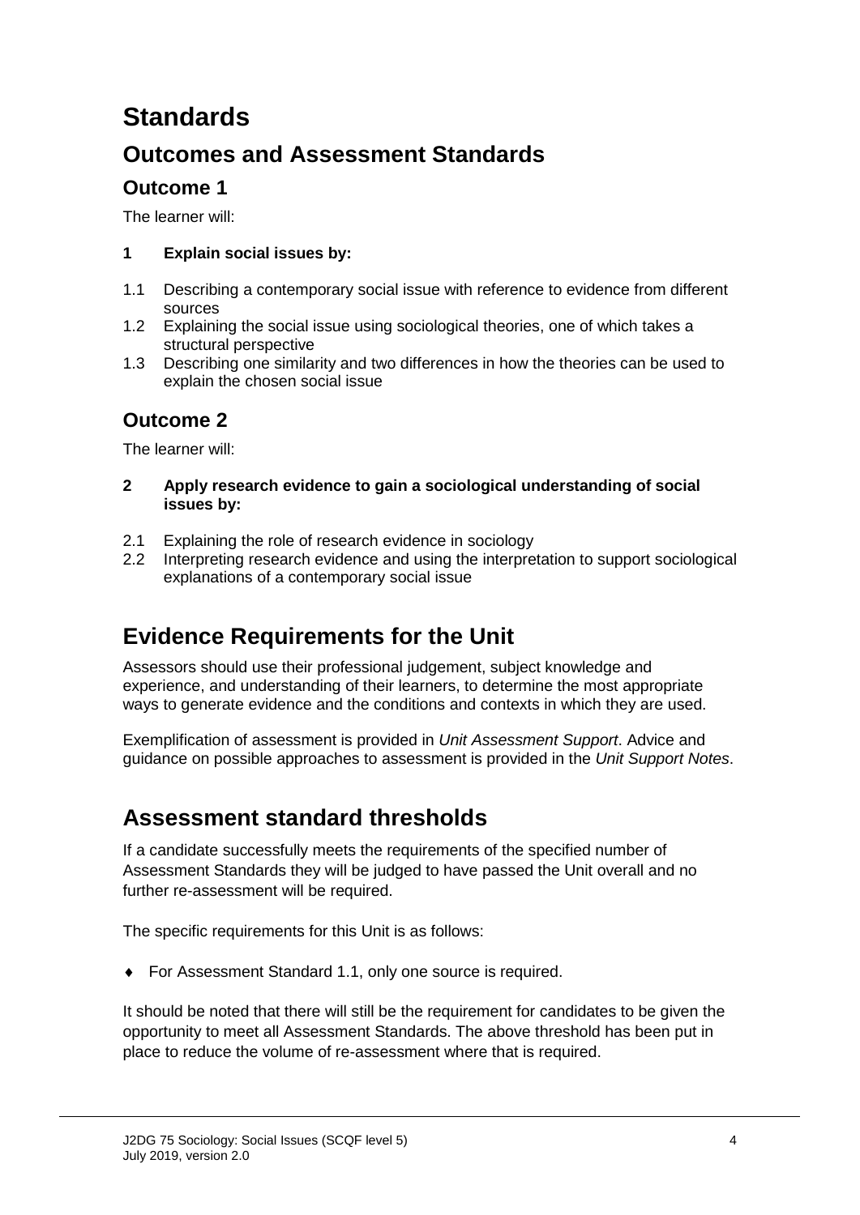# Standards

## Outcomes and Assessment Standards

### Outcome 1

The learner will:

**1 Explain social issues by:**

1.1 Describing a contemporary social issue with reference to evidence from different sources
1.2 Explaining the social issue using sociological theories, one of which takes a structural perspective
1.3 Describing one similarity and two differences in how the theories can be used to explain the chosen social issue

### Outcome 2

The learner will:

**2 Apply research evidence to gain a sociological understanding of social issues by:**

2.1 Explaining the role of research evidence in sociology
2.2 Interpreting research evidence and using the interpretation to support sociological explanations of a contemporary social issue

## Evidence Requirements for the Unit

Assessors should use their professional judgement, subject knowledge and experience, and understanding of their learners, to determine the most appropriate ways to generate evidence and the conditions and contexts in which they are used.

Exemplification of assessment is provided in *Unit Assessment Support*. Advice and guidance on possible approaches to assessment is provided in the *Unit Support Notes*.

## Assessment standard thresholds

If a candidate successfully meets the requirements of the specified number of Assessment Standards they will be judged to have passed the Unit overall and no further re-assessment will be required.

The specific requirements for this Unit is as follows:

- For Assessment Standard 1.1, only one source is required.

It should be noted that there will still be the requirement for candidates to be given the opportunity to meet all Assessment Standards. The above threshold has been put in place to reduce the volume of re-assessment where that is required.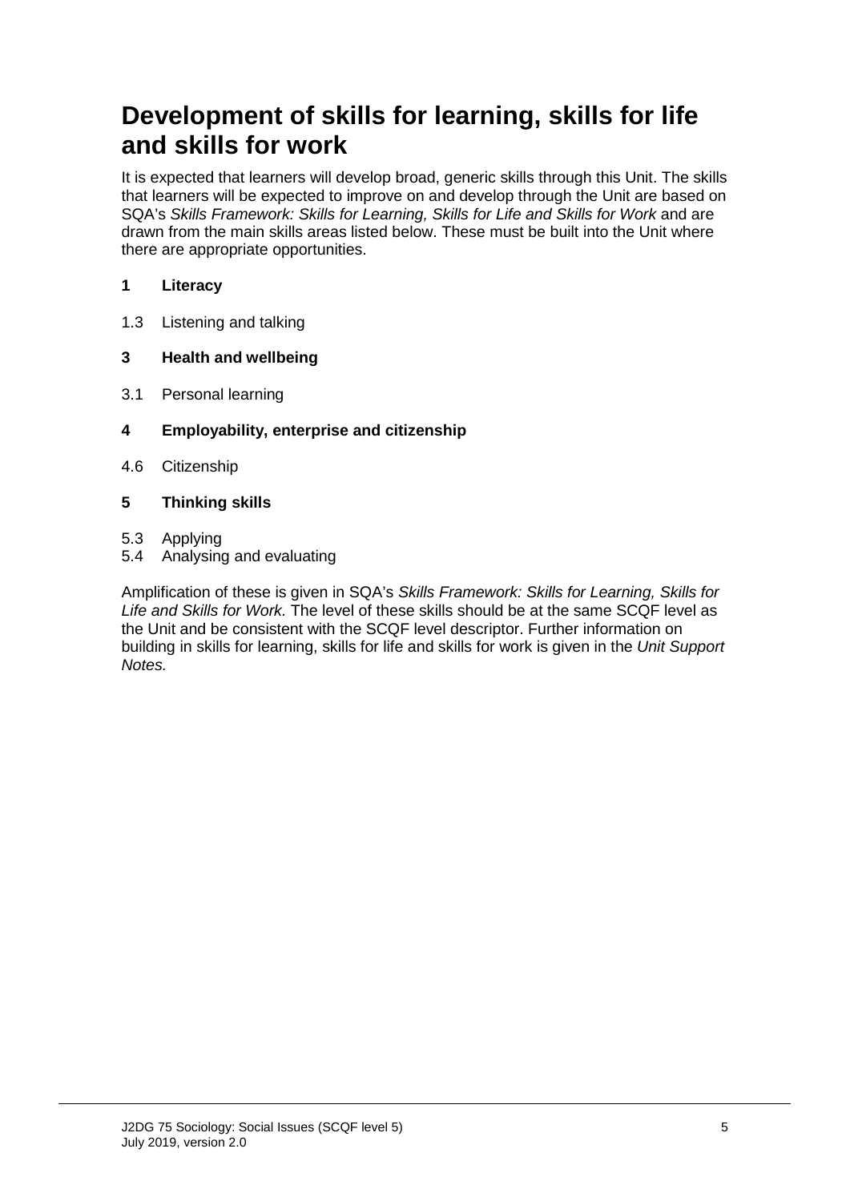# Development of skills for learning, skills for life and skills for work

It is expected that learners will develop broad, generic skills through this Unit. The skills that learners will be expected to improve on and develop through the Unit are based on SQA's *Skills Framework: Skills for Learning, Skills for Life and Skills for Work* and are drawn from the main skills areas listed below. These must be built into the Unit where there are appropriate opportunities.

**1 Literacy**

1.3 Listening and talking

**3 Health and wellbeing**

3.1 Personal learning

**4 Employability, enterprise and citizenship**

4.6 Citizenship

**5 Thinking skills**

5.3 Applying
5.4 Analysing and evaluating

Amplification of these is given in SQA's *Skills Framework: Skills for Learning, Skills for Life and Skills for Work.* The level of these skills should be at the same SCQF level as the Unit and be consistent with the SCQF level descriptor. Further information on building in skills for learning, skills for life and skills for work is given in the *Unit Support Notes.*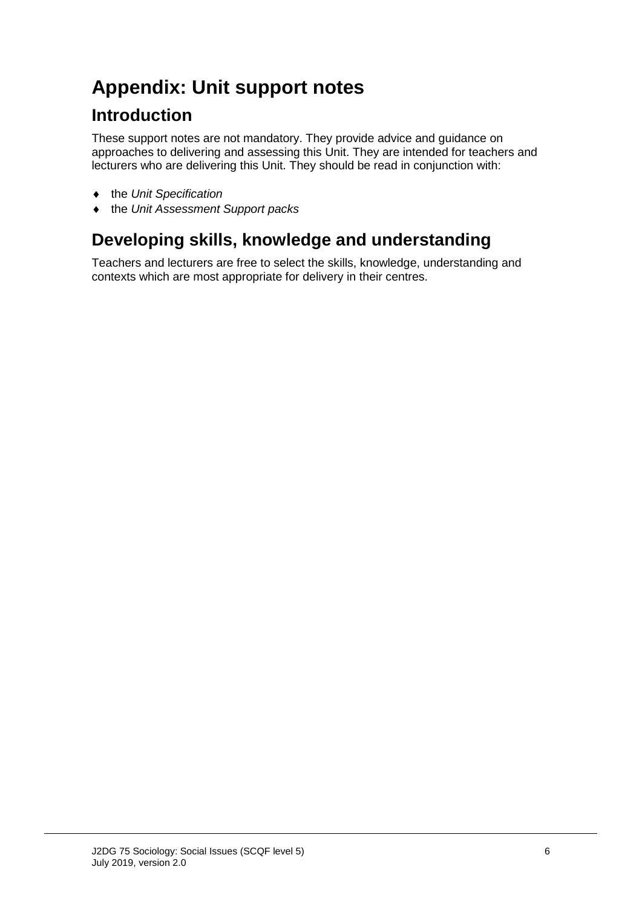# Appendix: Unit support notes

## Introduction

These support notes are not mandatory. They provide advice and guidance on approaches to delivering and assessing this Unit. They are intended for teachers and lecturers who are delivering this Unit. They should be read in conjunction with:

- the *Unit Specification*
- the *Unit Assessment Support packs*

## Developing skills, knowledge and understanding

Teachers and lecturers are free to select the skills, knowledge, understanding and contexts which are most appropriate for delivery in their centres.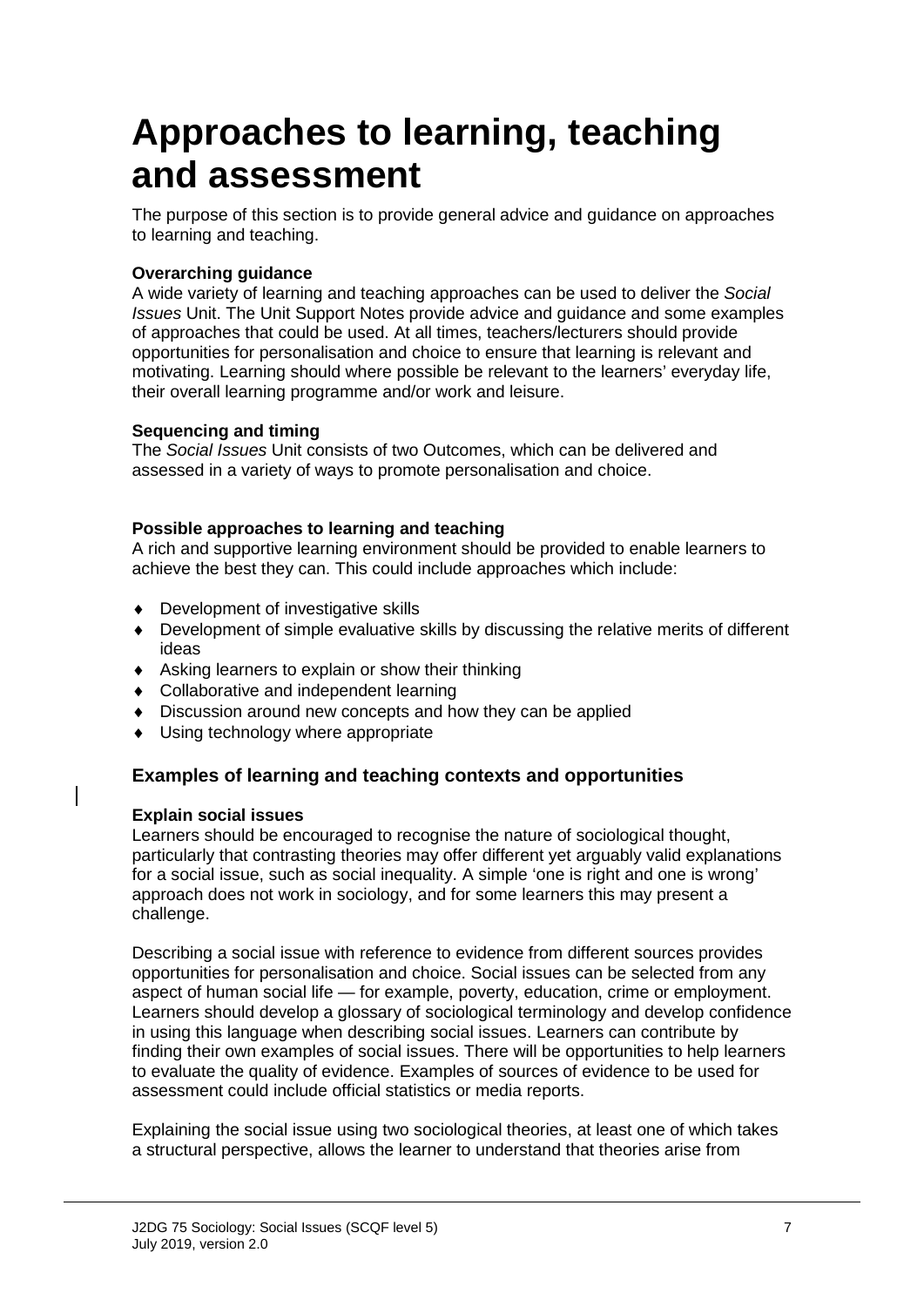# Approaches to learning, teaching and assessment

The purpose of this section is to provide general advice and guidance on approaches to learning and teaching.

**Overarching guidance**

A wide variety of learning and teaching approaches can be used to deliver the *Social Issues* Unit. The Unit Support Notes provide advice and guidance and some examples of approaches that could be used. At all times, teachers/lecturers should provide opportunities for personalisation and choice to ensure that learning is relevant and motivating. Learning should where possible be relevant to the learners' everyday life, their overall learning programme and/or work and leisure.

**Sequencing and timing**

The *Social Issues* Unit consists of two Outcomes, which can be delivered and assessed in a variety of ways to promote personalisation and choice.

**Possible approaches to learning and teaching**

A rich and supportive learning environment should be provided to enable learners to achieve the best they can. This could include approaches which include:

- Development of investigative skills
- Development of simple evaluative skills by discussing the relative merits of different ideas
- Asking learners to explain or show their thinking
- Collaborative and independent learning
- Discussion around new concepts and how they can be applied
- Using technology where appropriate

## Examples of learning and teaching contexts and opportunities

**Explain social issues**

Learners should be encouraged to recognise the nature of sociological thought, particularly that contrasting theories may offer different yet arguably valid explanations for a social issue, such as social inequality. A simple 'one is right and one is wrong' approach does not work in sociology, and for some learners this may present a challenge.

Describing a social issue with reference to evidence from different sources provides opportunities for personalisation and choice. Social issues can be selected from any aspect of human social life — for example, poverty, education, crime or employment. Learners should develop a glossary of sociological terminology and develop confidence in using this language when describing social issues. Learners can contribute by finding their own examples of social issues. There will be opportunities to help learners to evaluate the quality of evidence. Examples of sources of evidence to be used for assessment could include official statistics or media reports.

Explaining the social issue using two sociological theories, at least one of which takes a structural perspective, allows the learner to understand that theories arise from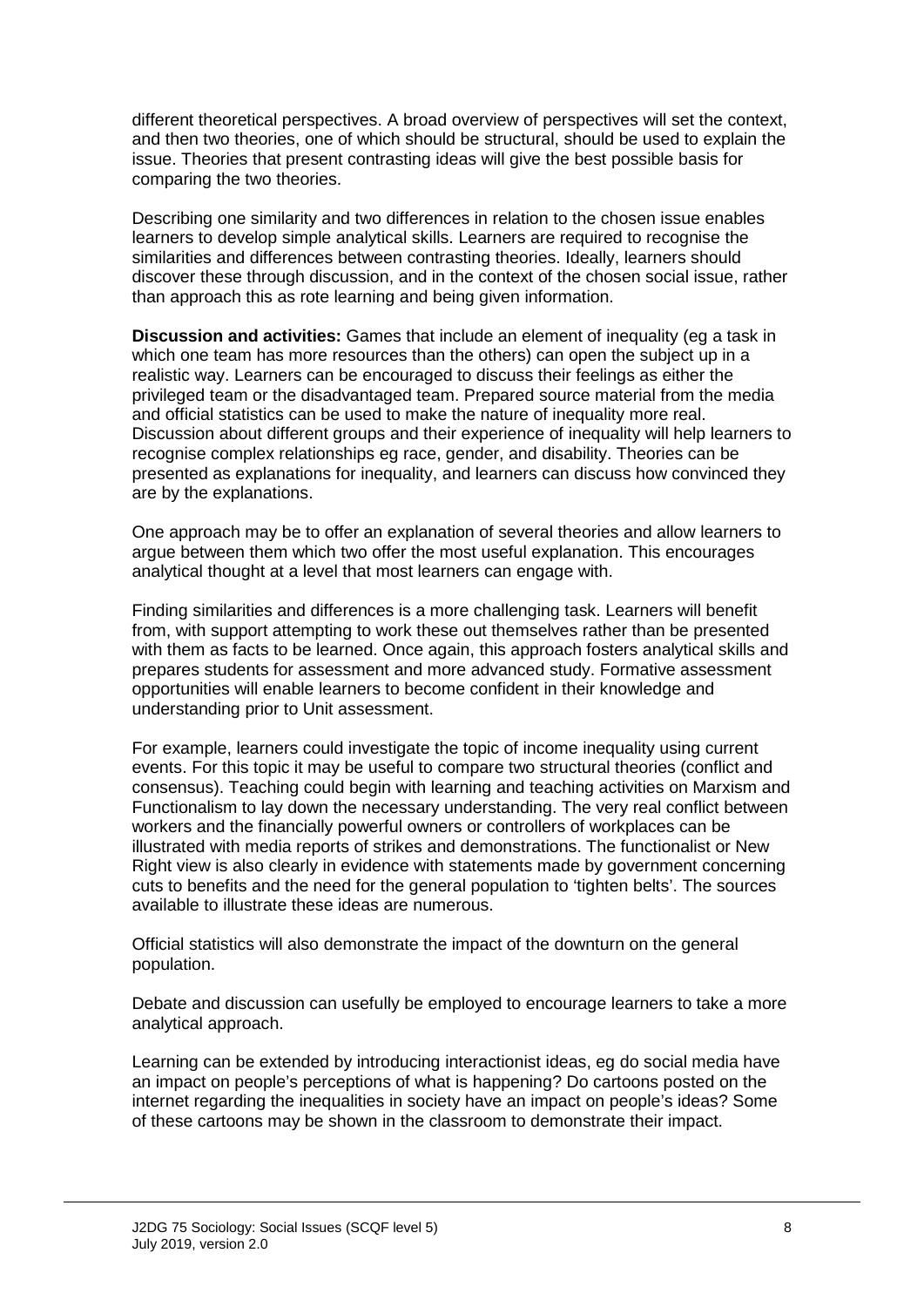different theoretical perspectives. A broad overview of perspectives will set the context, and then two theories, one of which should be structural, should be used to explain the issue. Theories that present contrasting ideas will give the best possible basis for comparing the two theories.

Describing one similarity and two differences in relation to the chosen issue enables learners to develop simple analytical skills. Learners are required to recognise the similarities and differences between contrasting theories. Ideally, learners should discover these through discussion, and in the context of the chosen social issue, rather than approach this as rote learning and being given information.

**Discussion and activities:** Games that include an element of inequality (eg a task in which one team has more resources than the others) can open the subject up in a realistic way. Learners can be encouraged to discuss their feelings as either the privileged team or the disadvantaged team. Prepared source material from the media and official statistics can be used to make the nature of inequality more real. Discussion about different groups and their experience of inequality will help learners to recognise complex relationships eg race, gender, and disability. Theories can be presented as explanations for inequality, and learners can discuss how convinced they are by the explanations.

One approach may be to offer an explanation of several theories and allow learners to argue between them which two offer the most useful explanation. This encourages analytical thought at a level that most learners can engage with.

Finding similarities and differences is a more challenging task. Learners will benefit from, with support attempting to work these out themselves rather than be presented with them as facts to be learned. Once again, this approach fosters analytical skills and prepares students for assessment and more advanced study. Formative assessment opportunities will enable learners to become confident in their knowledge and understanding prior to Unit assessment.

For example, learners could investigate the topic of income inequality using current events. For this topic it may be useful to compare two structural theories (conflict and consensus). Teaching could begin with learning and teaching activities on Marxism and Functionalism to lay down the necessary understanding. The very real conflict between workers and the financially powerful owners or controllers of workplaces can be illustrated with media reports of strikes and demonstrations. The functionalist or New Right view is also clearly in evidence with statements made by government concerning cuts to benefits and the need for the general population to 'tighten belts'. The sources available to illustrate these ideas are numerous.

Official statistics will also demonstrate the impact of the downturn on the general population.

Debate and discussion can usefully be employed to encourage learners to take a more analytical approach.

Learning can be extended by introducing interactionist ideas, eg do social media have an impact on people's perceptions of what is happening? Do cartoons posted on the internet regarding the inequalities in society have an impact on people's ideas? Some of these cartoons may be shown in the classroom to demonstrate their impact.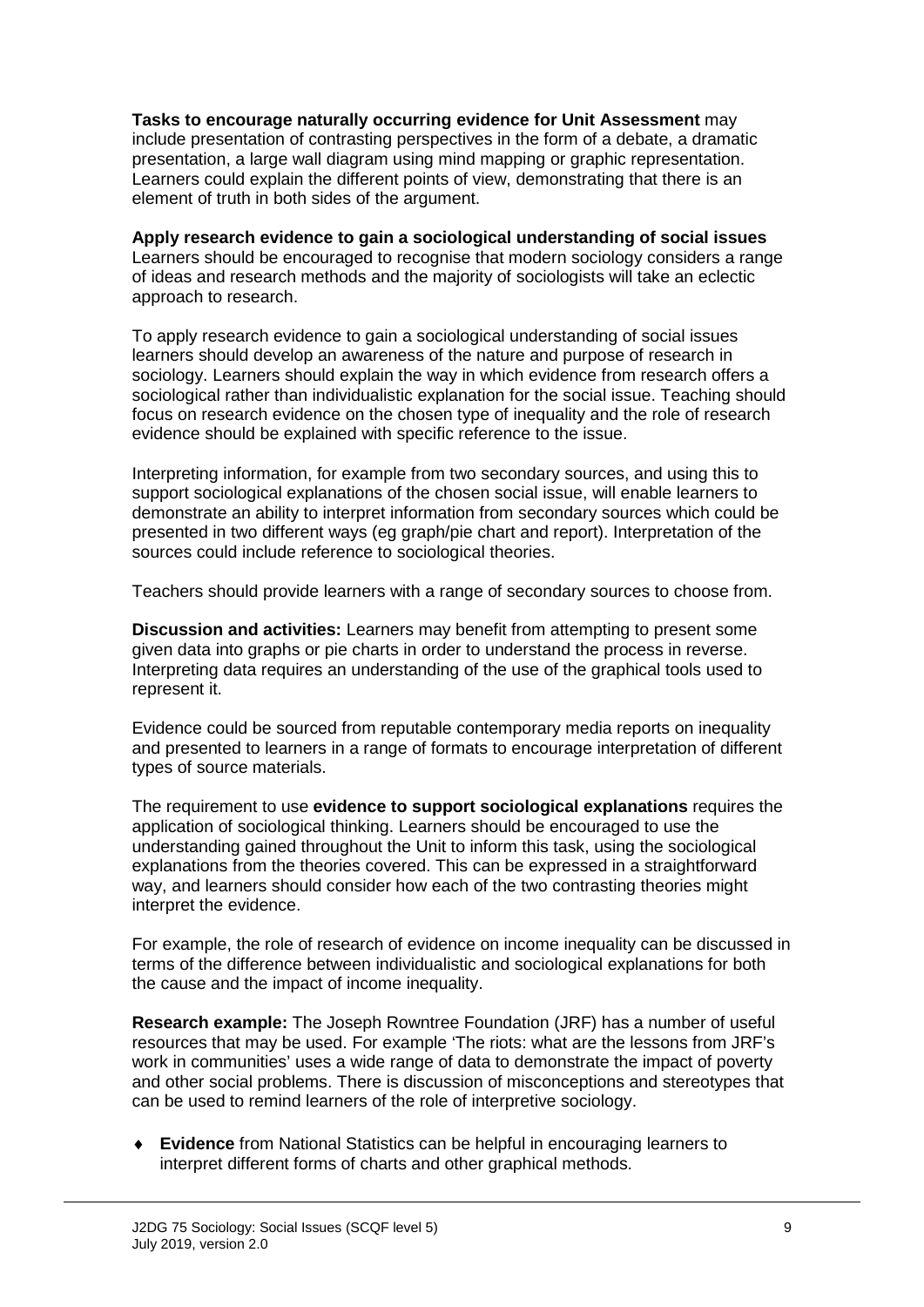**Tasks to encourage naturally occurring evidence for Unit Assessment** may include presentation of contrasting perspectives in the form of a debate, a dramatic presentation, a large wall diagram using mind mapping or graphic representation. Learners could explain the different points of view, demonstrating that there is an element of truth in both sides of the argument.

**Apply research evidence to gain a sociological understanding of social issues**
Learners should be encouraged to recognise that modern sociology considers a range of ideas and research methods and the majority of sociologists will take an eclectic approach to research.

To apply research evidence to gain a sociological understanding of social issues learners should develop an awareness of the nature and purpose of research in sociology. Learners should explain the way in which evidence from research offers a sociological rather than individualistic explanation for the social issue. Teaching should focus on research evidence on the chosen type of inequality and the role of research evidence should be explained with specific reference to the issue.

Interpreting information, for example from two secondary sources, and using this to support sociological explanations of the chosen social issue, will enable learners to demonstrate an ability to interpret information from secondary sources which could be presented in two different ways (eg graph/pie chart and report). Interpretation of the sources could include reference to sociological theories.

Teachers should provide learners with a range of secondary sources to choose from.

**Discussion and activities:** Learners may benefit from attempting to present some given data into graphs or pie charts in order to understand the process in reverse. Interpreting data requires an understanding of the use of the graphical tools used to represent it.

Evidence could be sourced from reputable contemporary media reports on inequality and presented to learners in a range of formats to encourage interpretation of different types of source materials.

The requirement to use **evidence to support sociological explanations** requires the application of sociological thinking. Learners should be encouraged to use the understanding gained throughout the Unit to inform this task, using the sociological explanations from the theories covered. This can be expressed in a straightforward way, and learners should consider how each of the two contrasting theories might interpret the evidence.

For example, the role of research of evidence on income inequality can be discussed in terms of the difference between individualistic and sociological explanations for both the cause and the impact of income inequality.

**Research example:** The Joseph Rowntree Foundation (JRF) has a number of useful resources that may be used. For example 'The riots: what are the lessons from JRF's work in communities' uses a wide range of data to demonstrate the impact of poverty and other social problems. There is discussion of misconceptions and stereotypes that can be used to remind learners of the role of interpretive sociology.

- **Evidence** from National Statistics can be helpful in encouraging learners to interpret different forms of charts and other graphical methods.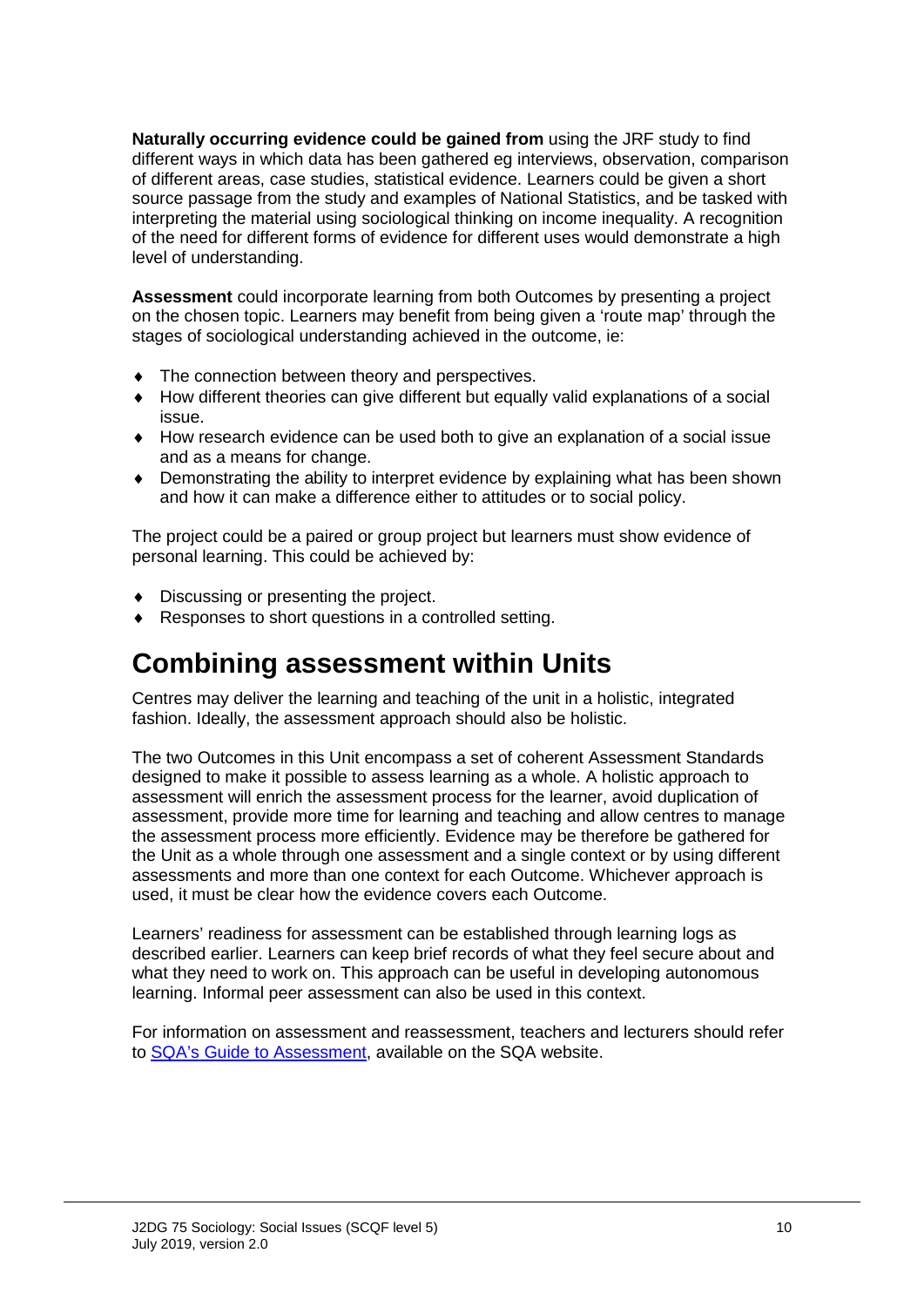**Naturally occurring evidence could be gained from** using the JRF study to find different ways in which data has been gathered eg interviews, observation, comparison of different areas, case studies, statistical evidence. Learners could be given a short source passage from the study and examples of National Statistics, and be tasked with interpreting the material using sociological thinking on income inequality. A recognition of the need for different forms of evidence for different uses would demonstrate a high level of understanding.

**Assessment** could incorporate learning from both Outcomes by presenting a project on the chosen topic. Learners may benefit from being given a 'route map' through the stages of sociological understanding achieved in the outcome, ie:

- The connection between theory and perspectives.
- How different theories can give different but equally valid explanations of a social issue.
- How research evidence can be used both to give an explanation of a social issue and as a means for change.
- Demonstrating the ability to interpret evidence by explaining what has been shown and how it can make a difference either to attitudes or to social policy.

The project could be a paired or group project but learners must show evidence of personal learning. This could be achieved by:

- Discussing or presenting the project.
- Responses to short questions in a controlled setting.

# Combining assessment within Units

Centres may deliver the learning and teaching of the unit in a holistic, integrated fashion. Ideally, the assessment approach should also be holistic.

The two Outcomes in this Unit encompass a set of coherent Assessment Standards designed to make it possible to assess learning as a whole. A holistic approach to assessment will enrich the assessment process for the learner, avoid duplication of assessment, provide more time for learning and teaching and allow centres to manage the assessment process more efficiently. Evidence may be therefore be gathered for the Unit as a whole through one assessment and a single context or by using different assessments and more than one context for each Outcome. Whichever approach is used, it must be clear how the evidence covers each Outcome.

Learners' readiness for assessment can be established through learning logs as described earlier. Learners can keep brief records of what they feel secure about and what they need to work on. This approach can be useful in developing autonomous learning. Informal peer assessment can also be used in this context.

For information on assessment and reassessment, teachers and lecturers should refer to SQA's Guide to Assessment, available on the SQA website.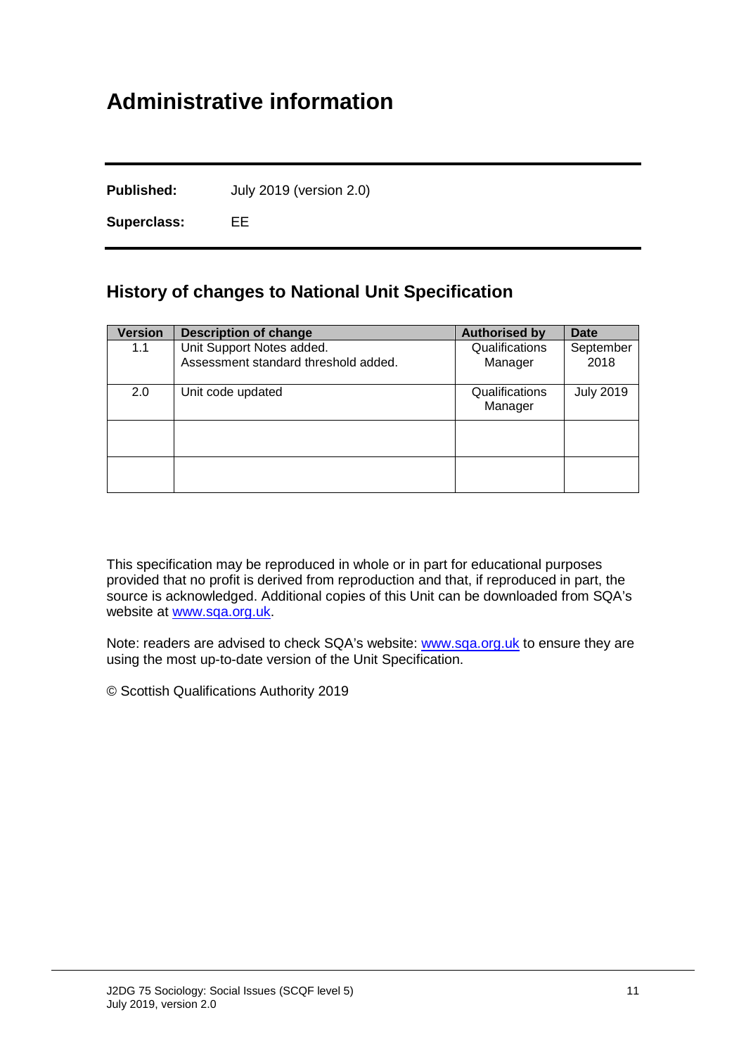# Administrative information

**Published:** July 2019 (version 2.0)

**Superclass:** EE

## History of changes to National Unit Specification

| Version | Description of change | Authorised by | Date |
|---|---|---|---|
| 1.1 | Unit Support Notes added. Assessment standard threshold added. | Qualifications Manager | September 2018 |
| 2.0 | Unit code updated | Qualifications Manager | July 2019 |
| | | | |
| | | | |

This specification may be reproduced in whole or in part for educational purposes provided that no profit is derived from reproduction and that, if reproduced in part, the source is acknowledged. Additional copies of this Unit can be downloaded from SQA's website at www.sqa.org.uk.

Note: readers are advised to check SQA's website: www.sqa.org.uk to ensure they are using the most up-to-date version of the Unit Specification.

© Scottish Qualifications Authority 2019